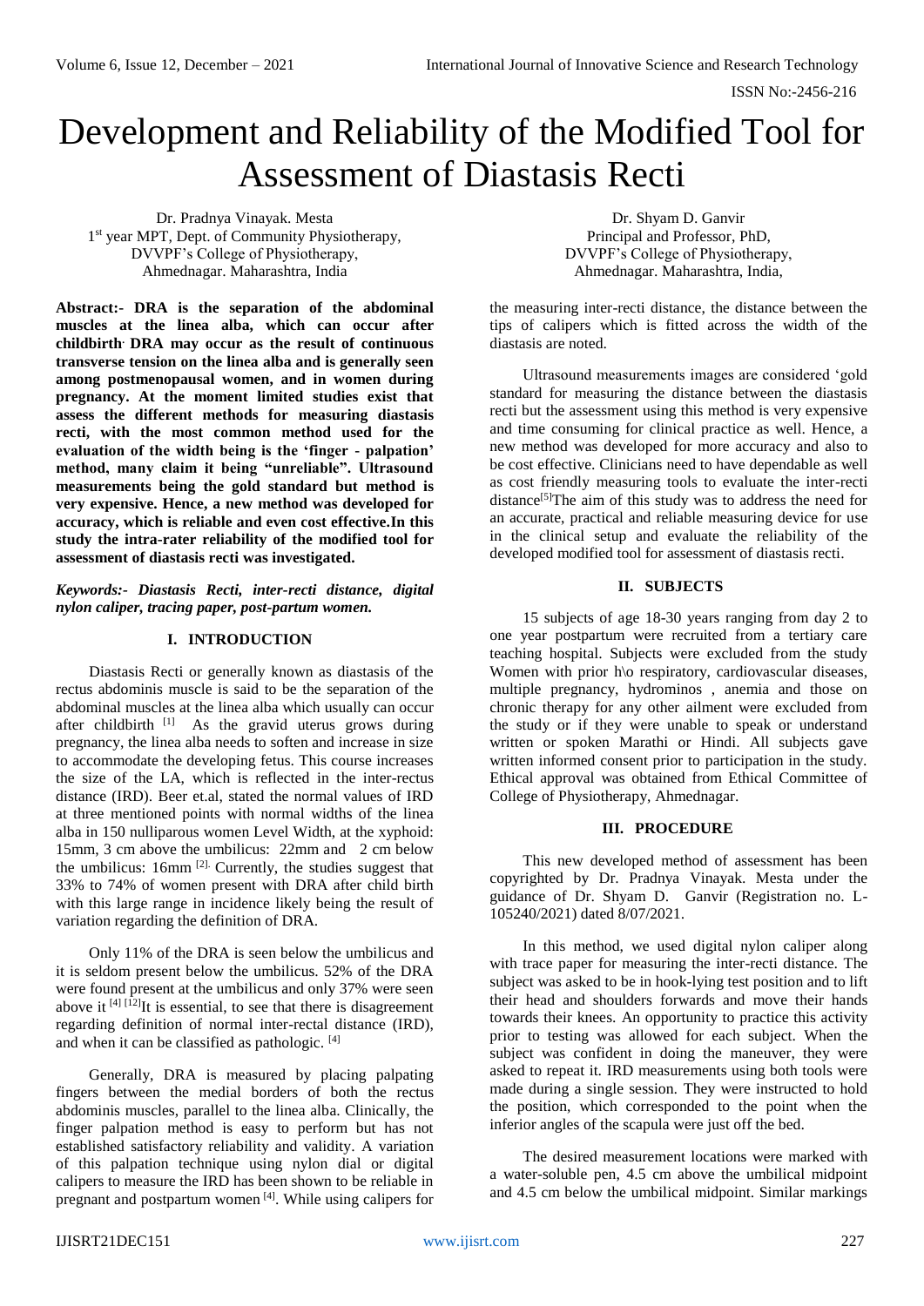# Development and Reliability of the Modified Tool for Assessment of Diastasis Recti

Dr. Pradnya Vinayak. Mesta
1st year MPT, Dept. of Community Physiotherapy,
DVVPF's College of Physiotherapy,
Ahmednagar. Maharashtra, India

Dr. Shyam D. Ganvir
Principal and Professor, PhD,
DVVPF's College of Physiotherapy,
Ahmednagar. Maharashtra, India,

**Abstract:- DRA is the separation of the abdominal muscles at the linea alba, which can occur after childbirth. DRA may occur as the result of continuous transverse tension on the linea alba and is generally seen among postmenopausal women, and in women during pregnancy. At the moment limited studies exist that assess the different methods for measuring diastasis recti, with the most common method used for the evaluation of the width being is the 'finger - palpation' method, many claim it being "unreliable". Ultrasound measurements being the gold standard but method is very expensive. Hence, a new method was developed for accuracy, which is reliable and even cost effective.In this study the intra-rater reliability of the modified tool for assessment of diastasis recti was investigated.**

***Keywords:- Diastasis Recti, inter-recti distance, digital nylon caliper, tracing paper, post-partum women.***

## I. INTRODUCTION

Diastasis Recti or generally known as diastasis of the rectus abdominis muscle is said to be the separation of the abdominal muscles at the linea alba which usually can occur after childbirth [1] As the gravid uterus grows during pregnancy, the linea alba needs to soften and increase in size to accommodate the developing fetus. This course increases the size of the LA, which is reflected in the inter-rectus distance (IRD). Beer et.al, stated the normal values of IRD at three mentioned points with normal widths of the linea alba in 150 nulliparous women Level Width, at the xyphoid: 15mm, 3 cm above the umbilicus: 22mm and 2 cm below the umbilicus: 16mm [2]. Currently, the studies suggest that 33% to 74% of women present with DRA after child birth with this large range in incidence likely being the result of variation regarding the definition of DRA.

Only 11% of the DRA is seen below the umbilicus and it is seldom present below the umbilicus. 52% of the DRA were found present at the umbilicus and only 37% were seen above it [4] [12]It is essential, to see that there is disagreement regarding definition of normal inter-rectal distance (IRD), and when it can be classified as pathologic. [4]

Generally, DRA is measured by placing palpating fingers between the medial borders of both the rectus abdominis muscles, parallel to the linea alba. Clinically, the finger palpation method is easy to perform but has not established satisfactory reliability and validity. A variation of this palpation technique using nylon dial or digital calipers to measure the IRD has been shown to be reliable in pregnant and postpartum women [4]. While using calipers for the measuring inter-recti distance, the distance between the tips of calipers which is fitted across the width of the diastasis are noted.

Ultrasound measurements images are considered 'gold standard for measuring the distance between the diastasis recti but the assessment using this method is very expensive and time consuming for clinical practice as well. Hence, a new method was developed for more accuracy and also to be cost effective. Clinicians need to have dependable as well as cost friendly measuring tools to evaluate the inter-recti distance[5]The aim of this study was to address the need for an accurate, practical and reliable measuring device for use in the clinical setup and evaluate the reliability of the developed modified tool for assessment of diastasis recti.

## II. SUBJECTS

15 subjects of age 18-30 years ranging from day 2 to one year postpartum were recruited from a tertiary care teaching hospital. Subjects were excluded from the study Women with prior h\o respiratory, cardiovascular diseases, multiple pregnancy, hydrominos , anemia and those on chronic therapy for any other ailment were excluded from the study or if they were unable to speak or understand written or spoken Marathi or Hindi. All subjects gave written informed consent prior to participation in the study. Ethical approval was obtained from Ethical Committee of College of Physiotherapy, Ahmednagar.

## III. PROCEDURE

This new developed method of assessment has been copyrighted by Dr. Pradnya Vinayak. Mesta under the guidance of Dr. Shyam D. Ganvir (Registration no. L-105240/2021) dated 8/07/2021.

In this method, we used digital nylon caliper along with trace paper for measuring the inter-recti distance. The subject was asked to be in hook-lying test position and to lift their head and shoulders forwards and move their hands towards their knees. An opportunity to practice this activity prior to testing was allowed for each subject. When the subject was confident in doing the maneuver, they were asked to repeat it. IRD measurements using both tools were made during a single session. They were instructed to hold the position, which corresponded to the point when the inferior angles of the scapula were just off the bed.

The desired measurement locations were marked with a water-soluble pen, 4.5 cm above the umbilical midpoint and 4.5 cm below the umbilical midpoint. Similar markings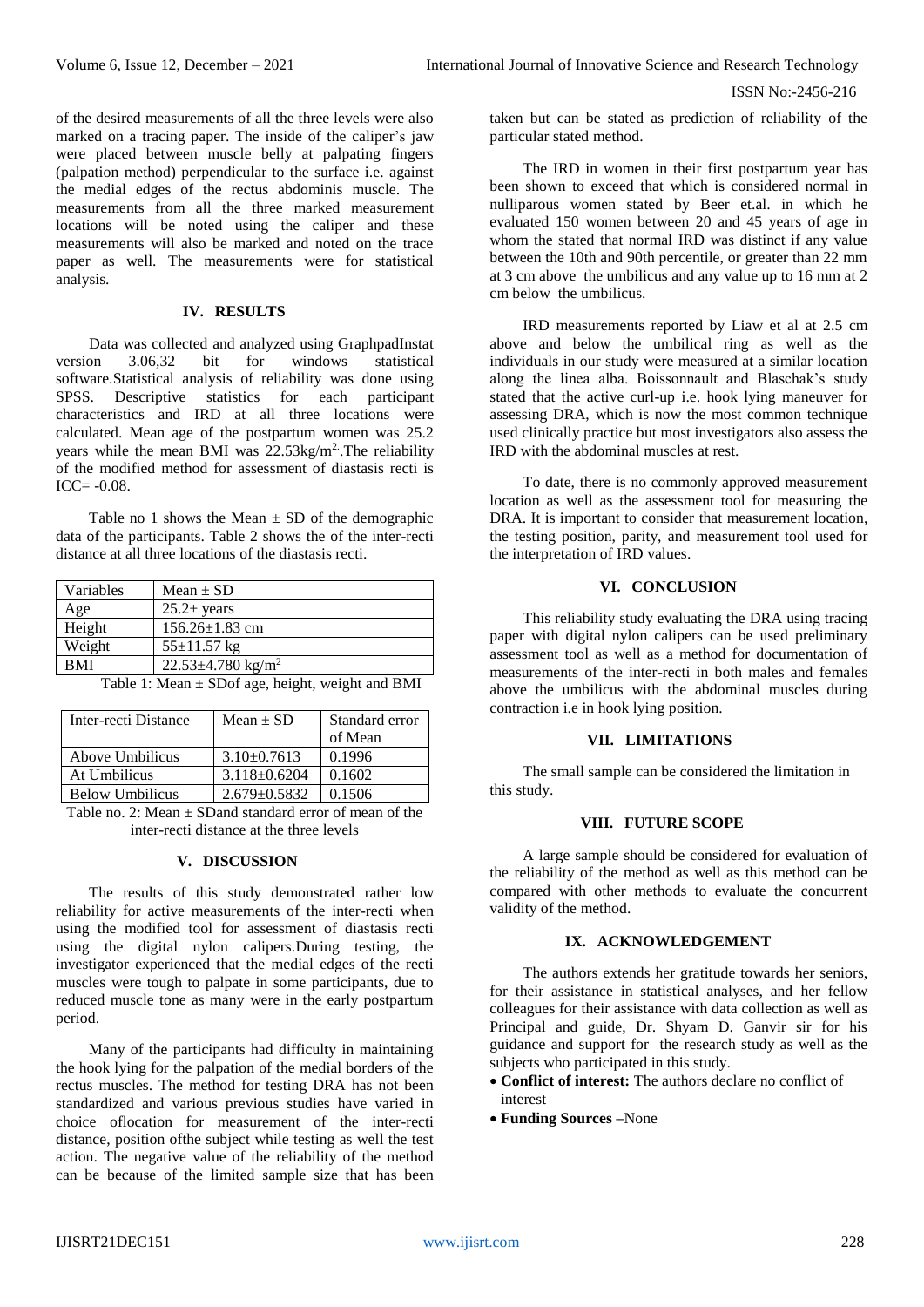of the desired measurements of all the three levels were also marked on a tracing paper. The inside of the caliper's jaw were placed between muscle belly at palpating fingers (palpation method) perpendicular to the surface i.e. against the medial edges of the rectus abdominis muscle. The measurements from all the three marked measurement locations will be noted using the caliper and these measurements will also be marked and noted on the trace paper as well. The measurements were for statistical analysis.

## IV. RESULTS

Data was collected and analyzed using GraphpadInstat version 3.06,32 bit for windows statistical software.Statistical analysis of reliability was done using SPSS. Descriptive statistics for each participant characteristics and IRD at all three locations were calculated. Mean age of the postpartum women was 25.2 years while the mean BMI was 22.53kg/m$^2$.The reliability of the modified method for assessment of diastasis recti is ICC= -0.08.

Table no 1 shows the Mean ± SD of the demographic data of the participants. Table 2 shows the of the inter-recti distance at all three locations of the diastasis recti.

| Variables | Mean ± SD |
|---|---|
| Age | 25.2± years |
| Height | 156.26±1.83 cm |
| Weight | 55±11.57 kg |
| BMI | 22.53±4.780 kg/m$^2$ |

Table 1: Mean ± SDof age, height, weight and BMI

| Inter-recti Distance | Mean ± SD | Standard error of Mean |
|---|---|---|
| Above Umbilicus | 3.10±0.7613 | 0.1996 |
| At Umbilicus | 3.118±0.6204 | 0.1602 |
| Below Umbilicus | 2.679±0.5832 | 0.1506 |

Table no. 2: Mean ± SDand standard error of mean of the inter-recti distance at the three levels

## V. DISCUSSION

The results of this study demonstrated rather low reliability for active measurements of the inter-recti when using the modified tool for assessment of diastasis recti using the digital nylon calipers.During testing, the investigator experienced that the medial edges of the recti muscles were tough to palpate in some participants, due to reduced muscle tone as many were in the early postpartum period.

Many of the participants had difficulty in maintaining the hook lying for the palpation of the medial borders of the rectus muscles. The method for testing DRA has not been standardized and various previous studies have varied in choice oflocation for measurement of the inter-recti distance, position ofthe subject while testing as well the test action. The negative value of the reliability of the method can be because of the limited sample size that has been taken but can be stated as prediction of reliability of the particular stated method.

The IRD in women in their first postpartum year has been shown to exceed that which is considered normal in nulliparous women stated by Beer et.al. in which he evaluated 150 women between 20 and 45 years of age in whom the stated that normal IRD was distinct if any value between the 10th and 90th percentile, or greater than 22 mm at 3 cm above the umbilicus and any value up to 16 mm at 2 cm below the umbilicus.

IRD measurements reported by Liaw et al at 2.5 cm above and below the umbilical ring as well as the individuals in our study were measured at a similar location along the linea alba. Boissonnault and Blaschak's study stated that the active curl-up i.e. hook lying maneuver for assessing DRA, which is now the most common technique used clinically practice but most investigators also assess the IRD with the abdominal muscles at rest.

To date, there is no commonly approved measurement location as well as the assessment tool for measuring the DRA. It is important to consider that measurement location, the testing position, parity, and measurement tool used for the interpretation of IRD values.

## VI. CONCLUSION

This reliability study evaluating the DRA using tracing paper with digital nylon calipers can be used preliminary assessment tool as well as a method for documentation of measurements of the inter-recti in both males and females above the umbilicus with the abdominal muscles during contraction i.e in hook lying position.

## VII. LIMITATIONS

The small sample can be considered the limitation in this study.

## VIII. FUTURE SCOPE

A large sample should be considered for evaluation of the reliability of the method as well as this method can be compared with other methods to evaluate the concurrent validity of the method.

## IX. ACKNOWLEDGEMENT

The authors extends her gratitude towards her seniors, for their assistance in statistical analyses, and her fellow colleagues for their assistance with data collection as well as Principal and guide, Dr. Shyam D. Ganvir sir for his guidance and support for the research study as well as the subjects who participated in this study.

- **Conflict of interest:** The authors declare no conflict of interest
- **Funding Sources** –None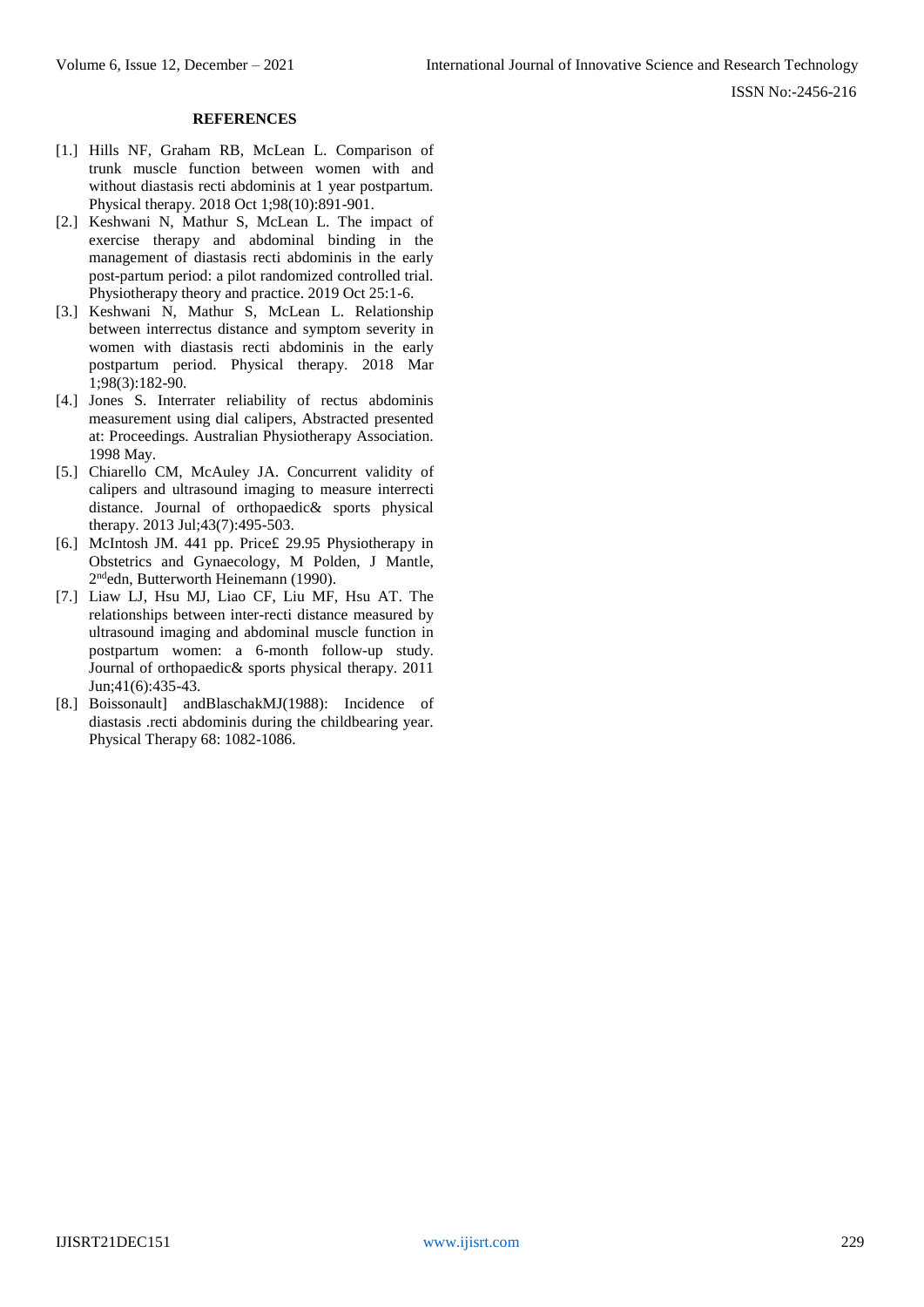**REFERENCES**

[1.] Hills NF, Graham RB, McLean L. Comparison of trunk muscle function between women with and without diastasis recti abdominis at 1 year postpartum. Physical therapy. 2018 Oct 1;98(10):891-901.

[2.] Keshwani N, Mathur S, McLean L. The impact of exercise therapy and abdominal binding in the management of diastasis recti abdominis in the early post-partum period: a pilot randomized controlled trial. Physiotherapy theory and practice. 2019 Oct 25:1-6.

[3.] Keshwani N, Mathur S, McLean L. Relationship between interrectus distance and symptom severity in women with diastasis recti abdominis in the early postpartum period. Physical therapy. 2018 Mar 1;98(3):182-90.

[4.] Jones S. Interrater reliability of rectus abdominis measurement using dial calipers, Abstracted presented at: Proceedings. Australian Physiotherapy Association. 1998 May.

[5.] Chiarello CM, McAuley JA. Concurrent validity of calipers and ultrasound imaging to measure interrecti distance. Journal of orthopaedic& sports physical therapy. 2013 Jul;43(7):495-503.

[6.] McIntosh JM. 441 pp. Price£ 29.95 Physiotherapy in Obstetrics and Gynaecology, M Polden, J Mantle, 2ndedn, Butterworth Heinemann (1990).

[7.] Liaw LJ, Hsu MJ, Liao CF, Liu MF, Hsu AT. The relationships between inter-recti distance measured by ultrasound imaging and abdominal muscle function in postpartum women: a 6-month follow-up study. Journal of orthopaedic& sports physical therapy. 2011 Jun;41(6):435-43.

[8.] Boissonault] andBlaschakMJ(1988): Incidence of diastasis .recti abdominis during the childbearing year. Physical Therapy 68: 1082-1086.